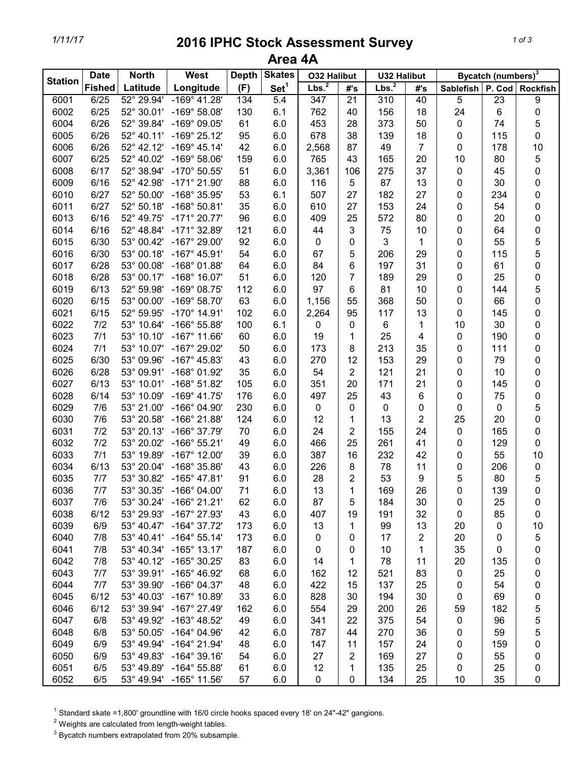# 2016 IPHC Stock Assessment Survey

## Area 4A

| Station | Date Fished | North Latitude | West Longitude | Depth (F) | Skates Set[1] | O32 Halibut Lbs.[2] | O32 Halibut #'s | U32 Halibut Lbs.[2] | U32 Halibut #'s | Bycatch (numbers)[3] Sablefish | P. Cod | Rockfish |
|---|---|---|---|---|---|---|---|---|---|---|---|---|
| 6001 | 6/25 | 52° 29.94' | -169° 41.28' | 134 | 5.4 | 347 | 21 | 310 | 40 | 5 | 23 | 9 |
| 6002 | 6/25 | 52° 30.01' | -169° 58.08' | 130 | 6.1 | 762 | 40 | 156 | 18 | 24 | 6 | 0 |
| 6004 | 6/26 | 52° 39.84' | -169° 09.05' | 61 | 6.0 | 453 | 28 | 373 | 50 | 0 | 74 | 5 |
| 6005 | 6/26 | 52° 40.11' | -169° 25.12' | 95 | 6.0 | 678 | 38 | 139 | 18 | 0 | 115 | 0 |
| 6006 | 6/26 | 52° 42.12' | -169° 45.14' | 42 | 6.0 | 2,568 | 87 | 49 | 7 | 0 | 178 | 10 |
| 6007 | 6/25 | 52° 40.02' | -169° 58.06' | 159 | 6.0 | 765 | 43 | 165 | 20 | 10 | 80 | 5 |
| 6008 | 6/17 | 52° 38.94' | -170° 50.55' | 51 | 6.0 | 3,361 | 106 | 275 | 37 | 0 | 45 | 0 |
| 6009 | 6/16 | 52° 42.98' | -171° 21.90' | 88 | 6.0 | 116 | 5 | 87 | 13 | 0 | 30 | 0 |
| 6010 | 6/27 | 52° 50.00' | -168° 35.95' | 53 | 6.1 | 507 | 27 | 182 | 27 | 0 | 234 | 0 |
| 6011 | 6/27 | 52° 50.18' | -168° 50.81' | 35 | 6.0 | 610 | 27 | 153 | 24 | 0 | 54 | 0 |
| 6013 | 6/16 | 52° 49.75' | -171° 20.77' | 96 | 6.0 | 409 | 25 | 572 | 80 | 0 | 20 | 0 |
| 6014 | 6/16 | 52° 48.84' | -171° 32.89' | 121 | 6.0 | 44 | 3 | 75 | 10 | 0 | 64 | 0 |
| 6015 | 6/30 | 53° 00.42' | -167° 29.00' | 92 | 6.0 | 0 | 0 | 3 | 1 | 0 | 55 | 5 |
| 6016 | 6/30 | 53° 00.18' | -167° 45.91' | 54 | 6.0 | 67 | 5 | 206 | 29 | 0 | 115 | 5 |
| 6017 | 6/28 | 53° 00.08' | -168° 01.88' | 64 | 6.0 | 84 | 6 | 197 | 31 | 0 | 61 | 0 |
| 6018 | 6/28 | 53° 00.17' | -168° 16.07' | 51 | 6.0 | 120 | 7 | 189 | 29 | 0 | 25 | 0 |
| 6019 | 6/13 | 52° 59.98' | -169° 08.75' | 112 | 6.0 | 97 | 6 | 81 | 10 | 0 | 144 | 5 |
| 6020 | 6/15 | 53° 00.00' | -169° 58.70' | 63 | 6.0 | 1,156 | 55 | 368 | 50 | 0 | 66 | 0 |
| 6021 | 6/15 | 52° 59.95' | -170° 14.91' | 102 | 6.0 | 2,264 | 95 | 117 | 13 | 0 | 145 | 0 |
| 6022 | 7/2 | 53° 10.64' | -166° 55.88' | 100 | 6.1 | 0 | 0 | 6 | 1 | 10 | 30 | 0 |
| 6023 | 7/1 | 53° 10.10' | -167° 11.66' | 60 | 6.0 | 19 | 1 | 25 | 4 | 0 | 190 | 0 |
| 6024 | 7/1 | 53° 10.07' | -167° 29.02' | 50 | 6.0 | 173 | 8 | 213 | 35 | 0 | 111 | 0 |
| 6025 | 6/30 | 53° 09.96' | -167° 45.83' | 43 | 6.0 | 270 | 12 | 153 | 29 | 0 | 79 | 0 |
| 6026 | 6/28 | 53° 09.91' | -168° 01.92' | 35 | 6.0 | 54 | 2 | 121 | 21 | 0 | 10 | 0 |
| 6027 | 6/13 | 53° 10.01' | -168° 51.82' | 105 | 6.0 | 351 | 20 | 171 | 21 | 0 | 145 | 0 |
| 6028 | 6/14 | 53° 10.09' | -169° 41.75' | 176 | 6.0 | 497 | 25 | 43 | 6 | 0 | 75 | 0 |
| 6029 | 7/6 | 53° 21.00' | -166° 04.90' | 230 | 6.0 | 0 | 0 | 0 | 0 | 0 | 0 | 5 |
| 6030 | 7/6 | 53° 20.58' | -166° 21.88' | 124 | 6.0 | 12 | 1 | 13 | 2 | 25 | 20 | 0 |
| 6031 | 7/2 | 53° 20.13' | -166° 37.79' | 70 | 6.0 | 24 | 2 | 155 | 24 | 0 | 165 | 0 |
| 6032 | 7/2 | 53° 20.02' | -166° 55.21' | 49 | 6.0 | 466 | 25 | 261 | 41 | 0 | 129 | 0 |
| 6033 | 7/1 | 53° 19.89' | -167° 12.00' | 39 | 6.0 | 387 | 16 | 232 | 42 | 0 | 55 | 10 |
| 6034 | 6/13 | 53° 20.04' | -168° 35.86' | 43 | 6.0 | 226 | 8 | 78 | 11 | 0 | 206 | 0 |
| 6035 | 7/7 | 53° 30.82' | -165° 47.81' | 91 | 6.0 | 28 | 2 | 53 | 9 | 5 | 80 | 5 |
| 6036 | 7/7 | 53° 30.35' | -166° 04.00' | 71 | 6.0 | 13 | 1 | 169 | 26 | 0 | 139 | 0 |
| 6037 | 7/6 | 53° 30.24' | -166° 21.21' | 62 | 6.0 | 87 | 5 | 184 | 30 | 0 | 25 | 0 |
| 6038 | 6/12 | 53° 29.93' | -167° 27.93' | 43 | 6.0 | 407 | 19 | 191 | 32 | 0 | 85 | 0 |
| 6039 | 6/9 | 53° 40.47' | -164° 37.72' | 173 | 6.0 | 13 | 1 | 99 | 13 | 20 | 0 | 10 |
| 6040 | 7/8 | 53° 40.41' | -164° 55.14' | 173 | 6.0 | 0 | 0 | 17 | 2 | 20 | 0 | 5 |
| 6041 | 7/8 | 53° 40.34' | -165° 13.17' | 187 | 6.0 | 0 | 0 | 10 | 1 | 35 | 0 | 0 |
| 6042 | 7/8 | 53° 40.12' | -165° 30.25' | 83 | 6.0 | 14 | 1 | 78 | 11 | 20 | 135 | 0 |
| 6043 | 7/7 | 53° 39.91' | -165° 46.92' | 68 | 6.0 | 162 | 12 | 521 | 83 | 0 | 25 | 0 |
| 6044 | 7/7 | 53° 39.90' | -166° 04.37' | 48 | 6.0 | 422 | 15 | 137 | 25 | 0 | 54 | 0 |
| 6045 | 6/12 | 53° 40.03' | -167° 10.89' | 33 | 6.0 | 828 | 30 | 194 | 30 | 0 | 69 | 0 |
| 6046 | 6/12 | 53° 39.94' | -167° 27.49' | 162 | 6.0 | 554 | 29 | 200 | 26 | 59 | 182 | 5 |
| 6047 | 6/8 | 53° 49.92' | -163° 48.52' | 49 | 6.0 | 341 | 22 | 375 | 54 | 0 | 96 | 5 |
| 6048 | 6/8 | 53° 50.05' | -164° 04.96' | 42 | 6.0 | 787 | 44 | 270 | 36 | 0 | 59 | 5 |
| 6049 | 6/9 | 53° 49.94' | -164° 21.94' | 48 | 6.0 | 147 | 11 | 157 | 24 | 0 | 159 | 0 |
| 6050 | 6/9 | 53° 49.83' | -164° 39.16' | 54 | 6.0 | 27 | 2 | 169 | 27 | 0 | 55 | 0 |
| 6051 | 6/5 | 53° 49.89' | -164° 55.88' | 61 | 6.0 | 12 | 1 | 135 | 25 | 0 | 25 | 0 |
| 6052 | 6/5 | 53° 49.94' | -165° 11.56' | 57 | 6.0 | 0 | 0 | 134 | 25 | 10 | 35 | 0 |

[1] Standard skate =1,800' groundline with 16/0 circle hooks spaced every 18' on 24"-42" gangions.

[2] Weights are calculated from length-weight tables.

[3] Bycatch numbers extrapolated from 20% subsample.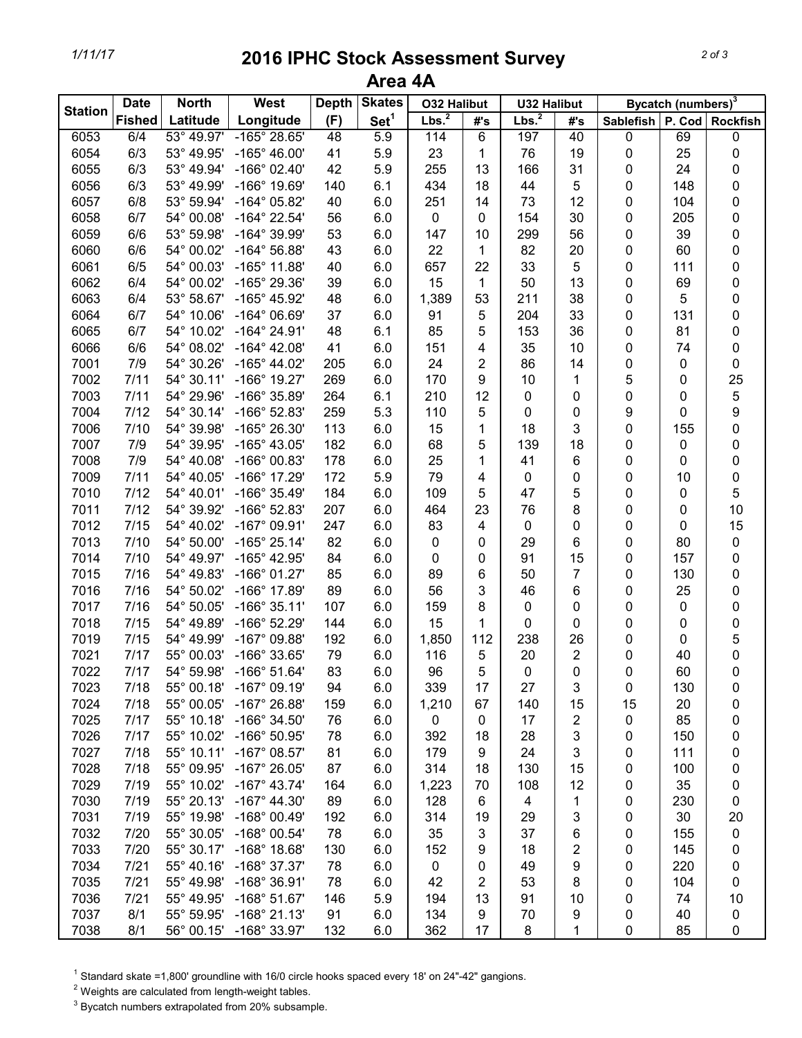# 2016 IPHC Stock Assessment Survey

## Area 4A

| Station | Date Fished | North Latitude | West Longitude | Depth (F) | Skates Set[1] | O32 Halibut | | U32 Halibut | | Bycatch (numbers)[3] | | |
|---|---|---|---|---|---|---|---|---|---|---|---|---|
| | | | | | | Lbs.[2] | #'s | Lbs.[2] | #'s | Sablefish | P. Cod | Rockfish |
| 6053 | 6/4 | 53° 49.97' | -165° 28.65' | 48 | 5.9 | 114 | 6 | 197 | 40 | 0 | 69 | 0 |
| 6054 | 6/3 | 53° 49.95' | -165° 46.00' | 41 | 5.9 | 23 | 1 | 76 | 19 | 0 | 25 | 0 |
| 6055 | 6/3 | 53° 49.94' | -166° 02.40' | 42 | 5.9 | 255 | 13 | 166 | 31 | 0 | 24 | 0 |
| 6056 | 6/3 | 53° 49.99' | -166° 19.69' | 140 | 6.1 | 434 | 18 | 44 | 5 | 0 | 148 | 0 |
| 6057 | 6/8 | 53° 59.94' | -164° 05.82' | 40 | 6.0 | 251 | 14 | 73 | 12 | 0 | 104 | 0 |
| 6058 | 6/7 | 54° 00.08' | -164° 22.54' | 56 | 6.0 | 0 | 0 | 154 | 30 | 0 | 205 | 0 |
| 6059 | 6/6 | 53° 59.98' | -164° 39.99' | 53 | 6.0 | 147 | 10 | 299 | 56 | 0 | 39 | 0 |
| 6060 | 6/6 | 54° 00.02' | -164° 56.88' | 43 | 6.0 | 22 | 1 | 82 | 20 | 0 | 60 | 0 |
| 6061 | 6/5 | 54° 00.03' | -165° 11.88' | 40 | 6.0 | 657 | 22 | 33 | 5 | 0 | 111 | 0 |
| 6062 | 6/4 | 54° 00.02' | -165° 29.36' | 39 | 6.0 | 15 | 1 | 50 | 13 | 0 | 69 | 0 |
| 6063 | 6/4 | 53° 58.67' | -165° 45.92' | 48 | 6.0 | 1,389 | 53 | 211 | 38 | 0 | 5 | 0 |
| 6064 | 6/7 | 54° 10.06' | -164° 06.69' | 37 | 6.0 | 91 | 5 | 204 | 33 | 0 | 131 | 0 |
| 6065 | 6/7 | 54° 10.02' | -164° 24.91' | 48 | 6.1 | 85 | 5 | 153 | 36 | 0 | 81 | 0 |
| 6066 | 6/6 | 54° 08.02' | -164° 42.08' | 41 | 6.0 | 151 | 4 | 35 | 10 | 0 | 74 | 0 |
| 7001 | 7/9 | 54° 30.26' | -165° 44.02' | 205 | 6.0 | 24 | 2 | 86 | 14 | 0 | 0 | 0 |
| 7002 | 7/11 | 54° 30.11' | -166° 19.27' | 269 | 6.0 | 170 | 9 | 10 | 1 | 5 | 0 | 25 |
| 7003 | 7/11 | 54° 29.96' | -166° 35.89' | 264 | 6.1 | 210 | 12 | 0 | 0 | 0 | 0 | 5 |
| 7004 | 7/12 | 54° 30.14' | -166° 52.83' | 259 | 5.3 | 110 | 5 | 0 | 0 | 9 | 0 | 9 |
| 7006 | 7/10 | 54° 39.98' | -165° 26.30' | 113 | 6.0 | 15 | 1 | 18 | 3 | 0 | 155 | 0 |
| 7007 | 7/9 | 54° 39.95' | -165° 43.05' | 182 | 6.0 | 68 | 5 | 139 | 18 | 0 | 0 | 0 |
| 7008 | 7/9 | 54° 40.08' | -166° 00.83' | 178 | 6.0 | 25 | 1 | 41 | 6 | 0 | 0 | 0 |
| 7009 | 7/11 | 54° 40.05' | -166° 17.29' | 172 | 5.9 | 79 | 4 | 0 | 0 | 0 | 10 | 0 |
| 7010 | 7/12 | 54° 40.01' | -166° 35.49' | 184 | 6.0 | 109 | 5 | 47 | 5 | 0 | 0 | 5 |
| 7011 | 7/12 | 54° 39.92' | -166° 52.83' | 207 | 6.0 | 464 | 23 | 76 | 8 | 0 | 0 | 10 |
| 7012 | 7/15 | 54° 40.02' | -167° 09.91' | 247 | 6.0 | 83 | 4 | 0 | 0 | 0 | 0 | 15 |
| 7013 | 7/10 | 54° 50.00' | -165° 25.14' | 82 | 6.0 | 0 | 0 | 29 | 6 | 0 | 80 | 0 |
| 7014 | 7/10 | 54° 49.97' | -165° 42.95' | 84 | 6.0 | 0 | 0 | 91 | 15 | 0 | 157 | 0 |
| 7015 | 7/16 | 54° 49.83' | -166° 01.27' | 85 | 6.0 | 89 | 6 | 50 | 7 | 0 | 130 | 0 |
| 7016 | 7/16 | 54° 50.02' | -166° 17.89' | 89 | 6.0 | 56 | 3 | 46 | 6 | 0 | 25 | 0 |
| 7017 | 7/16 | 54° 50.05' | -166° 35.11' | 107 | 6.0 | 159 | 8 | 0 | 0 | 0 | 0 | 0 |
| 7018 | 7/15 | 54° 49.89' | -166° 52.29' | 144 | 6.0 | 15 | 1 | 0 | 0 | 0 | 0 | 0 |
| 7019 | 7/15 | 54° 49.99' | -167° 09.88' | 192 | 6.0 | 1,850 | 112 | 238 | 26 | 0 | 0 | 5 |
| 7021 | 7/17 | 55° 00.03' | -166° 33.65' | 79 | 6.0 | 116 | 5 | 20 | 2 | 0 | 40 | 0 |
| 7022 | 7/17 | 54° 59.98' | -166° 51.64' | 83 | 6.0 | 96 | 5 | 0 | 0 | 0 | 60 | 0 |
| 7023 | 7/18 | 55° 00.18' | -167° 09.19' | 94 | 6.0 | 339 | 17 | 27 | 3 | 0 | 130 | 0 |
| 7024 | 7/18 | 55° 00.05' | -167° 26.88' | 159 | 6.0 | 1,210 | 67 | 140 | 15 | 15 | 20 | 0 |
| 7025 | 7/17 | 55° 10.18' | -166° 34.50' | 76 | 6.0 | 0 | 0 | 17 | 2 | 0 | 85 | 0 |
| 7026 | 7/17 | 55° 10.02' | -166° 50.95' | 78 | 6.0 | 392 | 18 | 28 | 3 | 0 | 150 | 0 |
| 7027 | 7/18 | 55° 10.11' | -167° 08.57' | 81 | 6.0 | 179 | 9 | 24 | 3 | 0 | 111 | 0 |
| 7028 | 7/18 | 55° 09.95' | -167° 26.05' | 87 | 6.0 | 314 | 18 | 130 | 15 | 0 | 100 | 0 |
| 7029 | 7/19 | 55° 10.02' | -167° 43.74' | 164 | 6.0 | 1,223 | 70 | 108 | 12 | 0 | 35 | 0 |
| 7030 | 7/19 | 55° 20.13' | -167° 44.30' | 89 | 6.0 | 128 | 6 | 4 | 1 | 0 | 230 | 0 |
| 7031 | 7/19 | 55° 19.98' | -168° 00.49' | 192 | 6.0 | 314 | 19 | 29 | 3 | 0 | 30 | 20 |
| 7032 | 7/20 | 55° 30.05' | -168° 00.54' | 78 | 6.0 | 35 | 3 | 37 | 6 | 0 | 155 | 0 |
| 7033 | 7/20 | 55° 30.17' | -168° 18.68' | 130 | 6.0 | 152 | 9 | 18 | 2 | 0 | 145 | 0 |
| 7034 | 7/21 | 55° 40.16' | -168° 37.37' | 78 | 6.0 | 0 | 0 | 49 | 9 | 0 | 220 | 0 |
| 7035 | 7/21 | 55° 49.98' | -168° 36.91' | 78 | 6.0 | 42 | 2 | 53 | 8 | 0 | 104 | 0 |
| 7036 | 7/21 | 55° 49.95' | -168° 51.67' | 146 | 5.9 | 194 | 13 | 91 | 10 | 0 | 74 | 10 |
| 7037 | 8/1 | 55° 59.95' | -168° 21.13' | 91 | 6.0 | 134 | 9 | 70 | 9 | 0 | 40 | 0 |
| 7038 | 8/1 | 56° 00.15' | -168° 33.97' | 132 | 6.0 | 362 | 17 | 8 | 1 | 0 | 85 | 0 |

[1] Standard skate =1,800' groundline with 16/0 circle hooks spaced every 18' on 24"-42" gangions.

[2] Weights are calculated from length-weight tables.

[3] Bycatch numbers extrapolated from 20% subsample.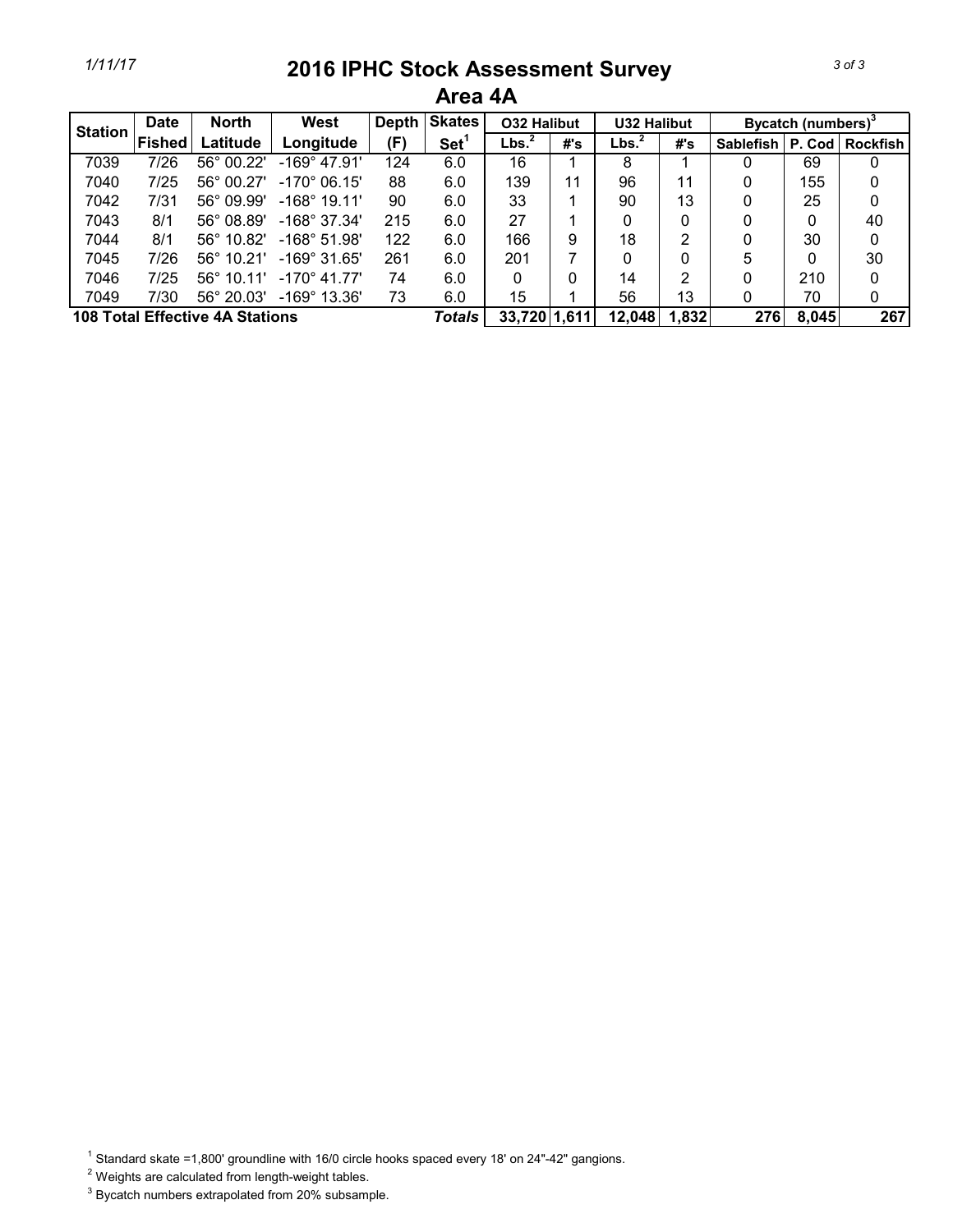# 2016 IPHC Stock Assessment Survey

## Area 4A

| Station | Date Fished | North Latitude | West Longitude | Depth (F) | Skates Set[1] | O32 Halibut | | U32 Halibut | | Bycatch (numbers)[3] | | |
|---|---|---|---|---|---|---|---|---|---|---|---|---|
| | | | | | | Lbs.[2] | #'s | Lbs.[2] | #'s | Sablefish | P. Cod | Rockfish |
| 7039 | 7/26 | 56° 00.22' | -169° 47.91' | 124 | 6.0 | 16 | 1 | 8 | 1 | 0 | 69 | 0 |
| 7040 | 7/25 | 56° 00.27' | -170° 06.15' | 88 | 6.0 | 139 | 11 | 96 | 11 | 0 | 155 | 0 |
| 7042 | 7/31 | 56° 09.99' | -168° 19.11' | 90 | 6.0 | 33 | 1 | 90 | 13 | 0 | 25 | 0 |
| 7043 | 8/1 | 56° 08.89' | -168° 37.34' | 215 | 6.0 | 27 | 1 | 0 | 0 | 0 | 0 | 40 |
| 7044 | 8/1 | 56° 10.82' | -168° 51.98' | 122 | 6.0 | 166 | 9 | 18 | 2 | 0 | 30 | 0 |
| 7045 | 7/26 | 56° 10.21' | -169° 31.65' | 261 | 6.0 | 201 | 7 | 0 | 0 | 5 | 0 | 30 |
| 7046 | 7/25 | 56° 10.11' | -170° 41.77' | 74 | 6.0 | 0 | 0 | 14 | 2 | 0 | 210 | 0 |
| 7049 | 7/30 | 56° 20.03' | -169° 13.36' | 73 | 6.0 | 15 | 1 | 56 | 13 | 0 | 70 | 0 |
| **108 Total Effective 4A Stations** | | | | | ***Totals*** | **33,720** | **1,611** | **12,048** | **1,832** | **276** | **8,045** | **267** |

[1] Standard skate =1,800' groundline with 16/0 circle hooks spaced every 18' on 24"-42" gangions.

[2] Weights are calculated from length-weight tables.

[3] Bycatch numbers extrapolated from 20% subsample.